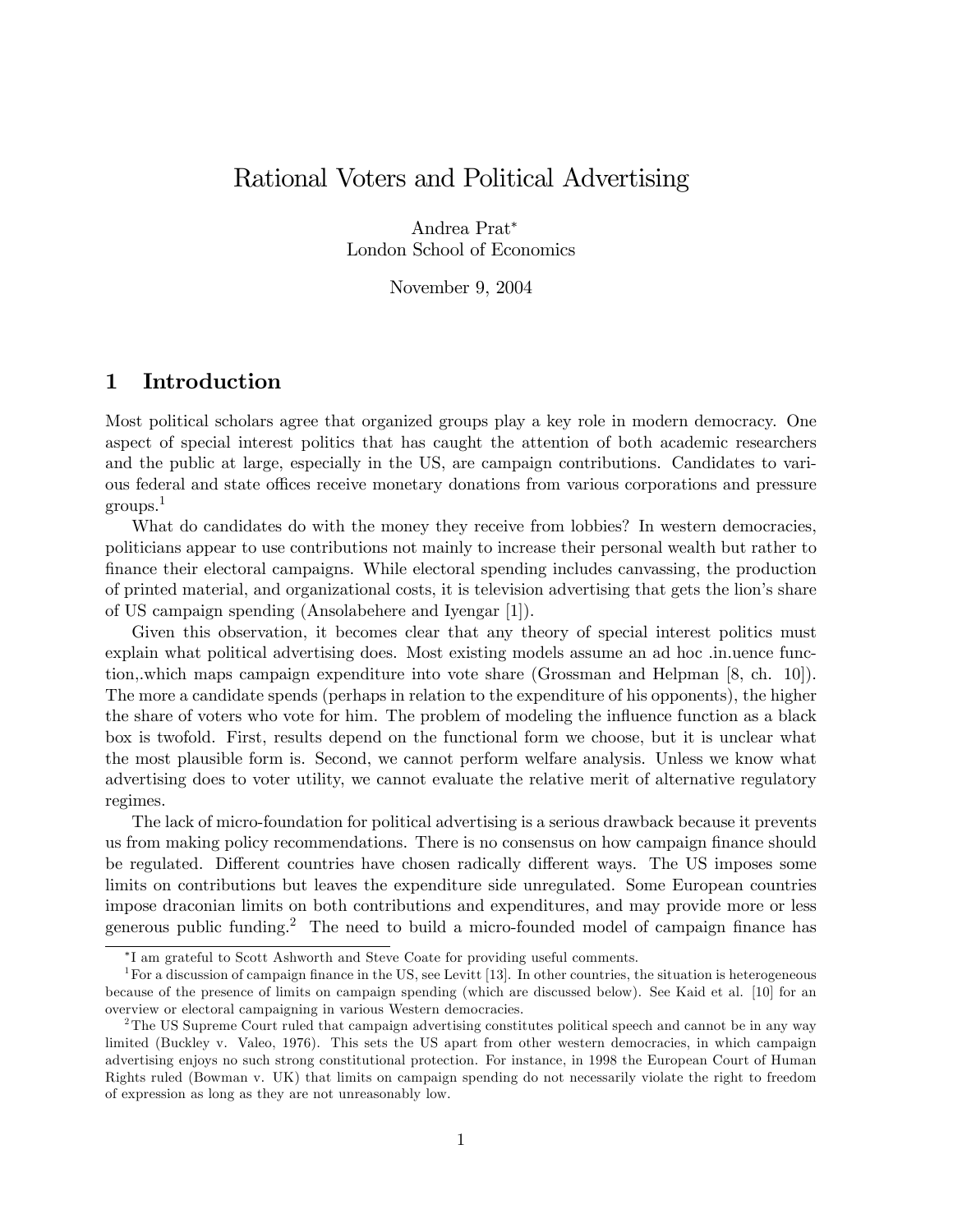// Rational Voters and Political Advertising

Andrea Prat*
London School of Economics

November 9, 2004

## 1 Introduction

Most political scholars agree that organized groups play a key role in modern democracy. One aspect of special interest politics that has caught the attention of both academic researchers and the public at large, especially in the US, are campaign contributions. Candidates to various federal and state offices receive monetary donations from various corporations and pressure groups.[1]

What do candidates do with the money they receive from lobbies? In western democracies, politicians appear to use contributions not mainly to increase their personal wealth but rather to finance their electoral campaigns. While electoral spending includes canvassing, the production of printed material, and organizational costs, it is television advertising that gets the lion's share of US campaign spending (Ansolabehere and Iyengar [1]).

Given this observation, it becomes clear that any theory of special interest politics must explain what political advertising does. Most existing models assume an ad hoc .in.uence function,.which maps campaign expenditure into vote share (Grossman and Helpman [8, ch. 10]). The more a candidate spends (perhaps in relation to the expenditure of his opponents), the higher the share of voters who vote for him. The problem of modeling the influence function as a black box is twofold. First, results depend on the functional form we choose, but it is unclear what the most plausible form is. Second, we cannot perform welfare analysis. Unless we know what advertising does to voter utility, we cannot evaluate the relative merit of alternative regulatory regimes.

The lack of micro-foundation for political advertising is a serious drawback because it prevents us from making policy recommendations. There is no consensus on how campaign finance should be regulated. Different countries have chosen radically different ways. The US imposes some limits on contributions but leaves the expenditure side unregulated. Some European countries impose draconian limits on both contributions and expenditures, and may provide more or less generous public funding.[2] The need to build a micro-founded model of campaign finance has

---

*I am grateful to Scott Ashworth and Steve Coate for providing useful comments.

[1] For a discussion of campaign finance in the US, see Levitt [13]. In other countries, the situation is heterogeneous because of the presence of limits on campaign spending (which are discussed below). See Kaid et al. [10] for an overview or electoral campaigning in various Western democracies.

[2] The US Supreme Court ruled that campaign advertising constitutes political speech and cannot be in any way limited (Buckley v. Valeo, 1976). This sets the US apart from other western democracies, in which campaign advertising enjoys no such strong constitutional protection. For instance, in 1998 the European Court of Human Rights ruled (Bowman v. UK) that limits on campaign spending do not necessarily violate the right to freedom of expression as long as they are not unreasonably low.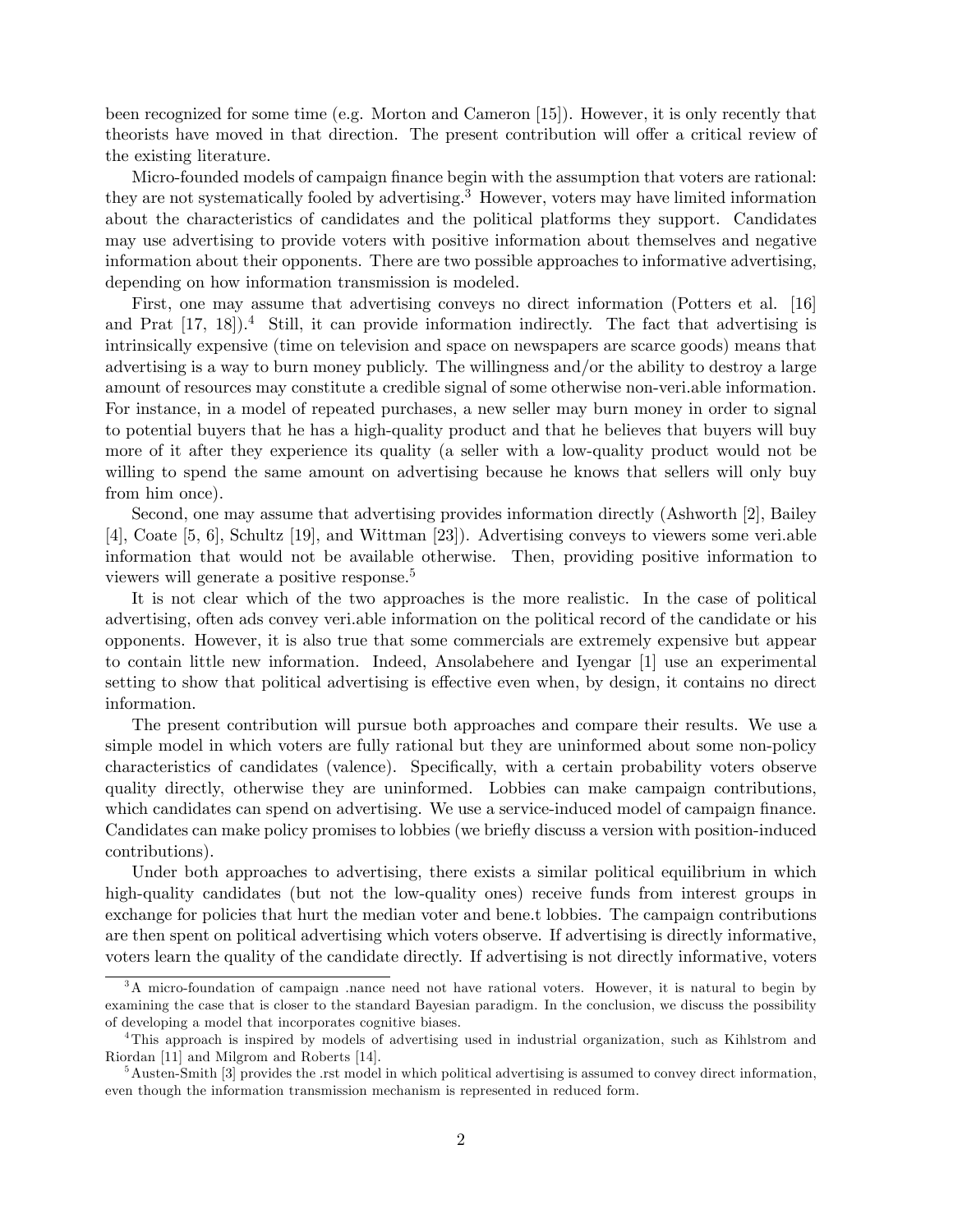been recognized for some time (e.g. Morton and Cameron [15]). However, it is only recently that theorists have moved in that direction. The present contribution will offer a critical review of the existing literature.

Micro-founded models of campaign finance begin with the assumption that voters are rational: they are not systematically fooled by advertising.[3] However, voters may have limited information about the characteristics of candidates and the political platforms they support. Candidates may use advertising to provide voters with positive information about themselves and negative information about their opponents. There are two possible approaches to informative advertising, depending on how information transmission is modeled.

First, one may assume that advertising conveys no direct information (Potters et al. [16] and Prat [17, 18]).[4] Still, it can provide information indirectly. The fact that advertising is intrinsically expensive (time on television and space on newspapers are scarce goods) means that advertising is a way to burn money publicly. The willingness and/or the ability to destroy a large amount of resources may constitute a credible signal of some otherwise non-veri.able information. For instance, in a model of repeated purchases, a new seller may burn money in order to signal to potential buyers that he has a high-quality product and that he believes that buyers will buy more of it after they experience its quality (a seller with a low-quality product would not be willing to spend the same amount on advertising because he knows that sellers will only buy from him once).

Second, one may assume that advertising provides information directly (Ashworth [2], Bailey [4], Coate [5, 6], Schultz [19], and Wittman [23]). Advertising conveys to viewers some veri.able information that would not be available otherwise. Then, providing positive information to viewers will generate a positive response.[5]

It is not clear which of the two approaches is the more realistic. In the case of political advertising, often ads convey veri.able information on the political record of the candidate or his opponents. However, it is also true that some commercials are extremely expensive but appear to contain little new information. Indeed, Ansolabehere and Iyengar [1] use an experimental setting to show that political advertising is effective even when, by design, it contains no direct information.

The present contribution will pursue both approaches and compare their results. We use a simple model in which voters are fully rational but they are uninformed about some non-policy characteristics of candidates (valence). Specifically, with a certain probability voters observe quality directly, otherwise they are uninformed. Lobbies can make campaign contributions, which candidates can spend on advertising. We use a service-induced model of campaign finance. Candidates can make policy promises to lobbies (we briefly discuss a version with position-induced contributions).

Under both approaches to advertising, there exists a similar political equilibrium in which high-quality candidates (but not the low-quality ones) receive funds from interest groups in exchange for policies that hurt the median voter and bene.t lobbies. The campaign contributions are then spent on political advertising which voters observe. If advertising is directly informative, voters learn the quality of the candidate directly. If advertising is not directly informative, voters

[3] A micro-foundation of campaign .nance need not have rational voters. However, it is natural to begin by examining the case that is closer to the standard Bayesian paradigm. In the conclusion, we discuss the possibility of developing a model that incorporates cognitive biases.

[4] This approach is inspired by models of advertising used in industrial organization, such as Kihlstrom and Riordan [11] and Milgrom and Roberts [14].

[5] Austen-Smith [3] provides the .rst model in which political advertising is assumed to convey direct information, even though the information transmission mechanism is represented in reduced form.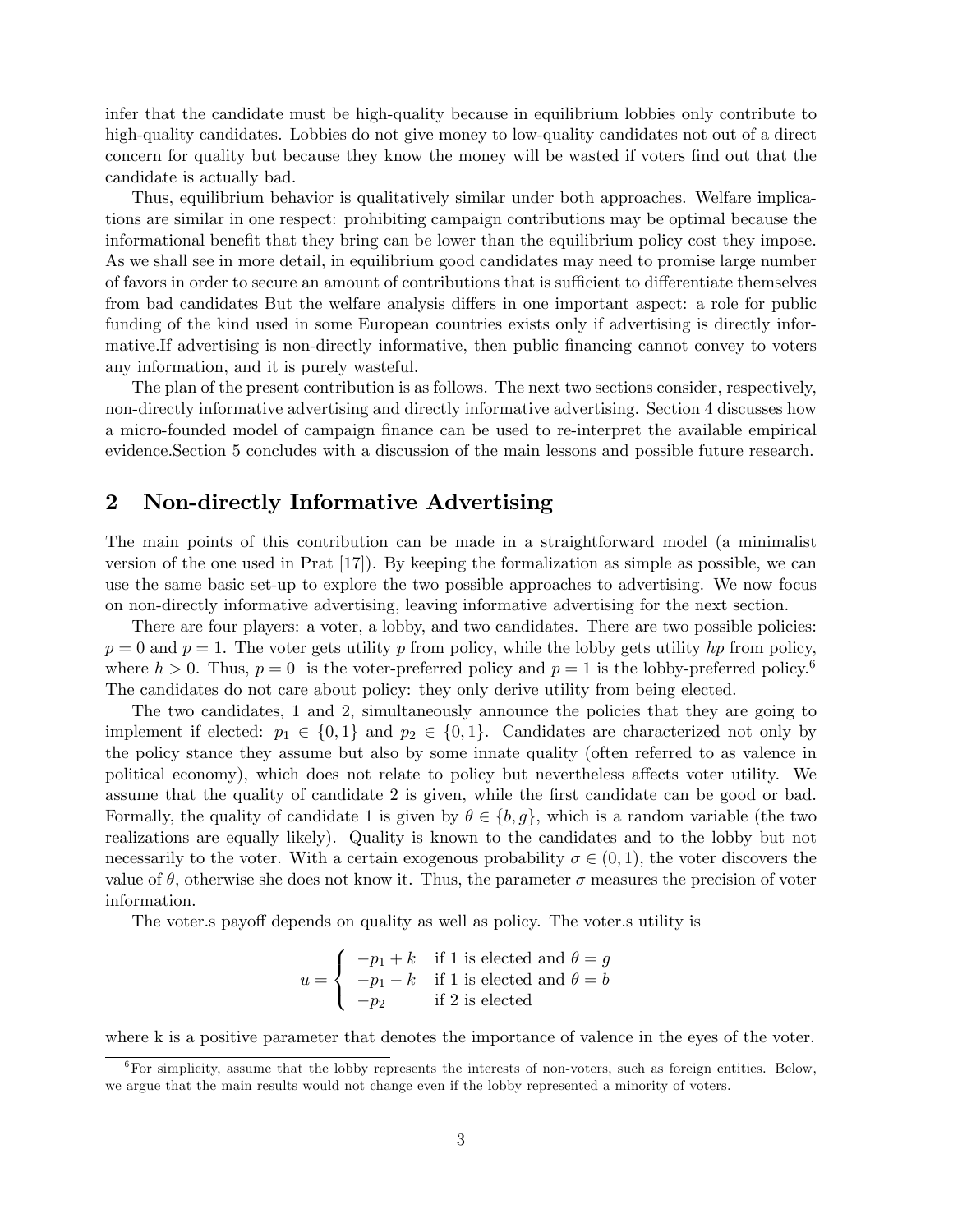infer that the candidate must be high-quality because in equilibrium lobbies only contribute to high-quality candidates. Lobbies do not give money to low-quality candidates not out of a direct concern for quality but because they know the money will be wasted if voters find out that the candidate is actually bad.

Thus, equilibrium behavior is qualitatively similar under both approaches. Welfare implications are similar in one respect: prohibiting campaign contributions may be optimal because the informational benefit that they bring can be lower than the equilibrium policy cost they impose. As we shall see in more detail, in equilibrium good candidates may need to promise large number of favors in order to secure an amount of contributions that is sufficient to differentiate themselves from bad candidates But the welfare analysis differs in one important aspect: a role for public funding of the kind used in some European countries exists only if advertising is directly informative.If advertising is non-directly informative, then public financing cannot convey to voters any information, and it is purely wasteful.

The plan of the present contribution is as follows. The next two sections consider, respectively, non-directly informative advertising and directly informative advertising. Section 4 discusses how a micro-founded model of campaign finance can be used to re-interpret the available empirical evidence.Section 5 concludes with a discussion of the main lessons and possible future research.

## 2 Non-directly Informative Advertising

The main points of this contribution can be made in a straightforward model (a minimalist version of the one used in Prat [17]). By keeping the formalization as simple as possible, we can use the same basic set-up to explore the two possible approaches to advertising. We now focus on non-directly informative advertising, leaving informative advertising for the next section.

There are four players: a voter, a lobby, and two candidates. There are two possible policies: $p = 0$ and $p = 1$. The voter gets utility $p$ from policy, while the lobby gets utility $hp$ from policy, where $h > 0$. Thus, $p = 0$ is the voter-preferred policy and $p = 1$ is the lobby-preferred policy.[6] The candidates do not care about policy: they only derive utility from being elected.

The two candidates, 1 and 2, simultaneously announce the policies that they are going to implement if elected: $p_1 \in \{0, 1\}$ and $p_2 \in \{0, 1\}$. Candidates are characterized not only by the policy stance they assume but also by some innate quality (often referred to as valence in political economy), which does not relate to policy but nevertheless affects voter utility. We assume that the quality of candidate 2 is given, while the first candidate can be good or bad. Formally, the quality of candidate 1 is given by $\theta \in \{b, g\}$, which is a random variable (the two realizations are equally likely). Quality is known to the candidates and to the lobby but not necessarily to the voter. With a certain exogenous probability $\sigma \in (0, 1)$, the voter discovers the value of $\theta$, otherwise she does not know it. Thus, the parameter $\sigma$ measures the precision of voter information.

The voter.s payoff depends on quality as well as policy. The voter.s utility is

$$u = \begin{cases} -p_1 + k & \text{if 1 is elected and } \theta = g \\ -p_1 - k & \text{if 1 is elected and } \theta = b \\ -p_2 & \text{if 2 is elected} \end{cases}$$

where k is a positive parameter that denotes the importance of valence in the eyes of the voter.

[6] For simplicity, assume that the lobby represents the interests of non-voters, such as foreign entities. Below, we argue that the main results would not change even if the lobby represented a minority of voters.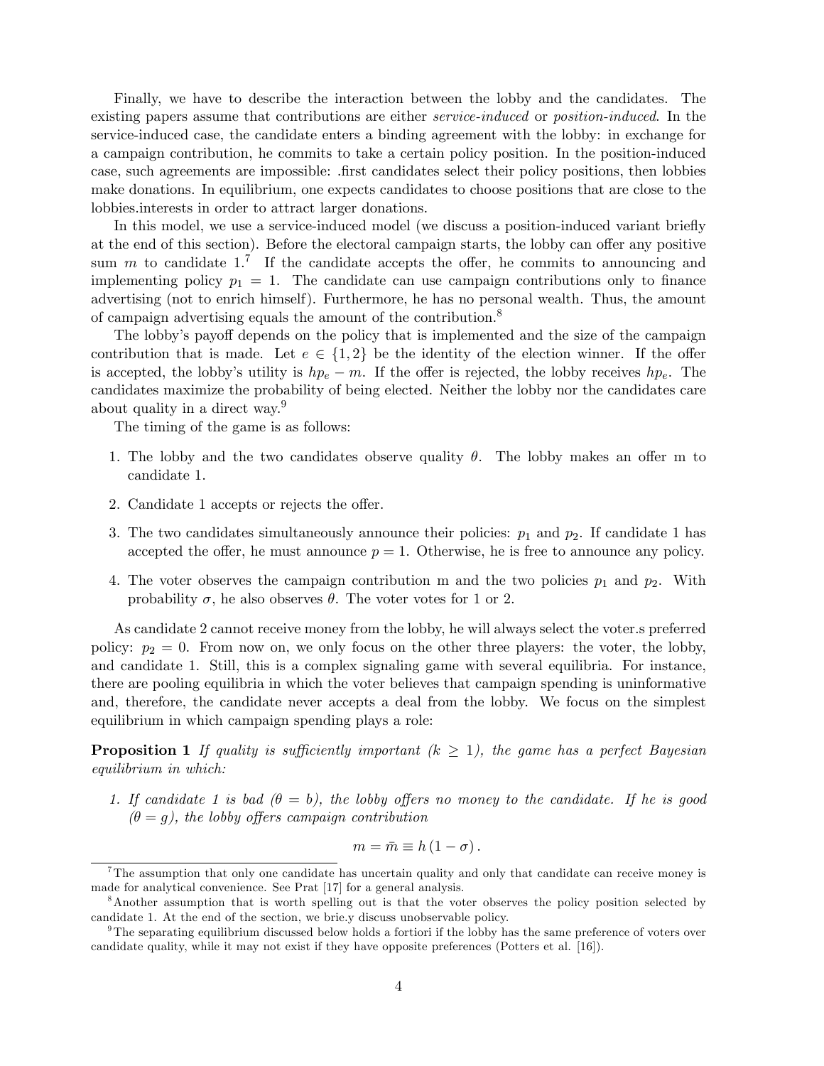Finally, we have to describe the interaction between the lobby and the candidates. The existing papers assume that contributions are either *service-induced* or *position-induced*. In the service-induced case, the candidate enters a binding agreement with the lobby: in exchange for a campaign contribution, he commits to take a certain policy position. In the position-induced case, such agreements are impossible: .first candidates select their policy positions, then lobbies make donations. In equilibrium, one expects candidates to choose positions that are close to the lobbies.interests in order to attract larger donations.

In this model, we use a service-induced model (we discuss a position-induced variant briefly at the end of this section). Before the electoral campaign starts, the lobby can offer any positive sum $m$ to candidate 1.[7] If the candidate accepts the offer, he commits to announcing and implementing policy $p_1 = 1$. The candidate can use campaign contributions only to finance advertising (not to enrich himself). Furthermore, he has no personal wealth. Thus, the amount of campaign advertising equals the amount of the contribution.[8]

The lobby's payoff depends on the policy that is implemented and the size of the campaign contribution that is made. Let $e \in \{1, 2\}$ be the identity of the election winner. If the offer is accepted, the lobby's utility is $hp_e - m$. If the offer is rejected, the lobby receives $hp_e$. The candidates maximize the probability of being elected. Neither the lobby nor the candidates care about quality in a direct way.[9]

The timing of the game is as follows:

1. The lobby and the two candidates observe quality $\theta$. The lobby makes an offer m to candidate 1.
2. Candidate 1 accepts or rejects the offer.
3. The two candidates simultaneously announce their policies: $p_1$ and $p_2$. If candidate 1 has accepted the offer, he must announce $p = 1$. Otherwise, he is free to announce any policy.
4. The voter observes the campaign contribution m and the two policies $p_1$ and $p_2$. With probability $\sigma$, he also observes $\theta$. The voter votes for 1 or 2.

As candidate 2 cannot receive money from the lobby, he will always select the voter.s preferred policy: $p_2 = 0$. From now on, we only focus on the other three players: the voter, the lobby, and candidate 1. Still, this is a complex signaling game with several equilibria. For instance, there are pooling equilibria in which the voter believes that campaign spending is uninformative and, therefore, the candidate never accepts a deal from the lobby. We focus on the simplest equilibrium in which campaign spending plays a role:

**Proposition 1** *If quality is sufficiently important ($k \geq 1$), the game has a perfect Bayesian equilibrium in which:*

1. *If candidate 1 is bad ($\theta = b$), the lobby offers no money to the candidate. If he is good ($\theta = g$), the lobby offers campaign contribution*

$$m = \bar{m} \equiv h(1 - \sigma).$$

---

[7] The assumption that only one candidate has uncertain quality and only that candidate can receive money is made for analytical convenience. See Prat [17] for a general analysis.

[8] Another assumption that is worth spelling out is that the voter observes the policy position selected by candidate 1. At the end of the section, we brie.y discuss unobservable policy.

[9] The separating equilibrium discussed below holds a fortiori if the lobby has the same preference of voters over candidate quality, while it may not exist if they have opposite preferences (Potters et al. [16]).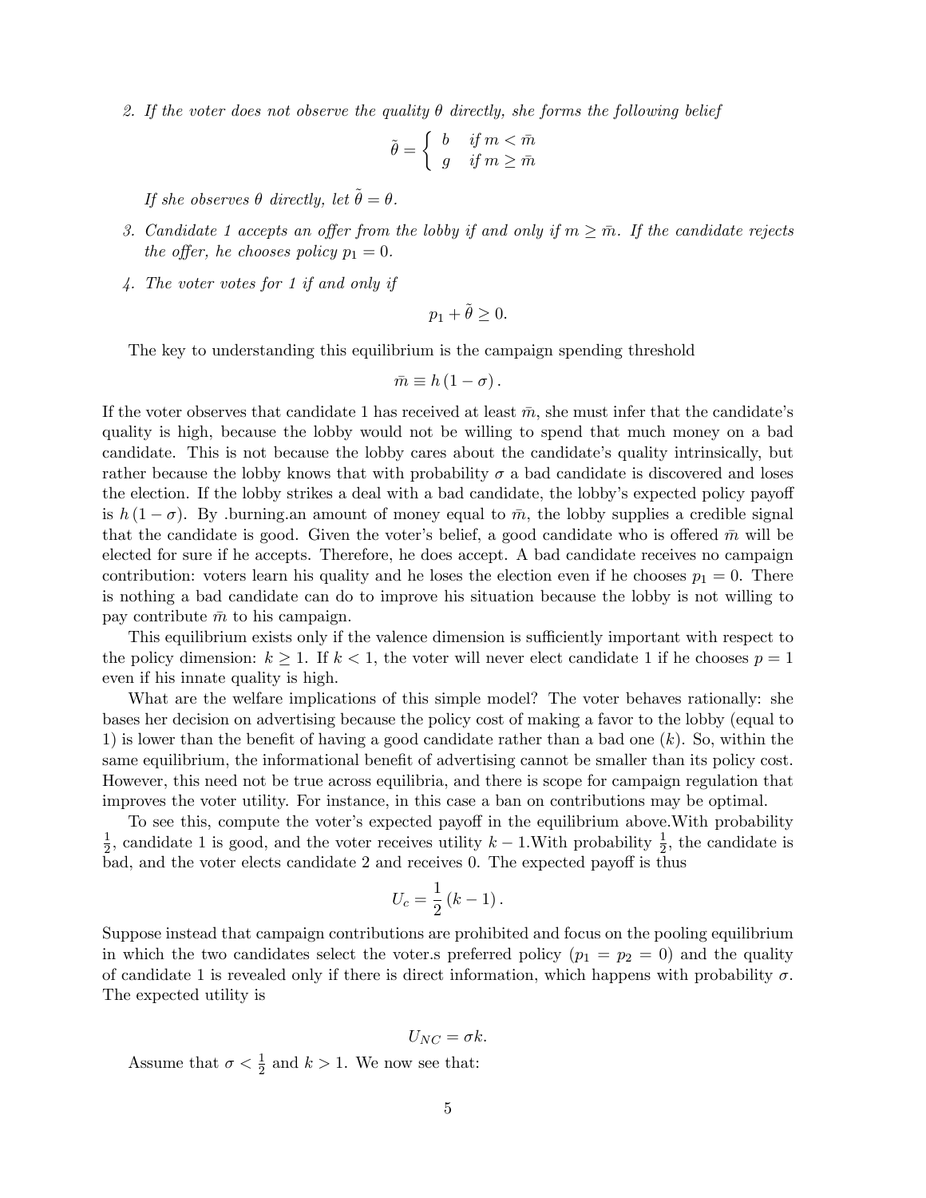2. *If the voter does not observe the quality $\theta$ directly, she forms the following belief*

$$\tilde{\theta} = \begin{cases} b & \text{if } m < \bar{m} \\ g & \text{if } m \geq \bar{m} \end{cases}$$

*If she observes $\theta$ directly, let $\tilde{\theta} = \theta$.*

3. *Candidate 1 accepts an offer from the lobby if and only if $m \geq \bar{m}$. If the candidate rejects the offer, he chooses policy $p_1 = 0$.*

4. *The voter votes for 1 if and only if*

$$p_1 + \tilde{\theta} \geq 0.$$

The key to understanding this equilibrium is the campaign spending threshold

$$\bar{m} \equiv h(1 - \sigma).$$

If the voter observes that candidate 1 has received at least $\bar{m}$, she must infer that the candidate's quality is high, because the lobby would not be willing to spend that much money on a bad candidate. This is not because the lobby cares about the candidate's quality intrinsically, but rather because the lobby knows that with probability $\sigma$ a bad candidate is discovered and loses the election. If the lobby strikes a deal with a bad candidate, the lobby's expected policy payoff is $h(1 - \sigma)$. By .burning.an amount of money equal to $\bar{m}$, the lobby supplies a credible signal that the candidate is good. Given the voter's belief, a good candidate who is offered $\bar{m}$ will be elected for sure if he accepts. Therefore, he does accept. A bad candidate receives no campaign contribution: voters learn his quality and he loses the election even if he chooses $p_1 = 0$. There is nothing a bad candidate can do to improve his situation because the lobby is not willing to pay contribute $\bar{m}$ to his campaign.

This equilibrium exists only if the valence dimension is sufficiently important with respect to the policy dimension: $k \geq 1$. If $k < 1$, the voter will never elect candidate 1 if he chooses $p = 1$ even if his innate quality is high.

What are the welfare implications of this simple model? The voter behaves rationally: she bases her decision on advertising because the policy cost of making a favor to the lobby (equal to 1) is lower than the benefit of having a good candidate rather than a bad one ($k$). So, within the same equilibrium, the informational benefit of advertising cannot be smaller than its policy cost. However, this need not be true across equilibria, and there is scope for campaign regulation that improves the voter utility. For instance, in this case a ban on contributions may be optimal.

To see this, compute the voter's expected payoff in the equilibrium above.With probability $\frac{1}{2}$, candidate 1 is good, and the voter receives utility $k - 1$.With probability $\frac{1}{2}$, the candidate is bad, and the voter elects candidate 2 and receives 0. The expected payoff is thus

$$U_c = \frac{1}{2}(k - 1).$$

Suppose instead that campaign contributions are prohibited and focus on the pooling equilibrium in which the two candidates select the voter.s preferred policy ($p_1 = p_2 = 0$) and the quality of candidate 1 is revealed only if there is direct information, which happens with probability $\sigma$. The expected utility is

$$U_{NC} = \sigma k.$$

Assume that $\sigma < \frac{1}{2}$ and $k > 1$. We now see that: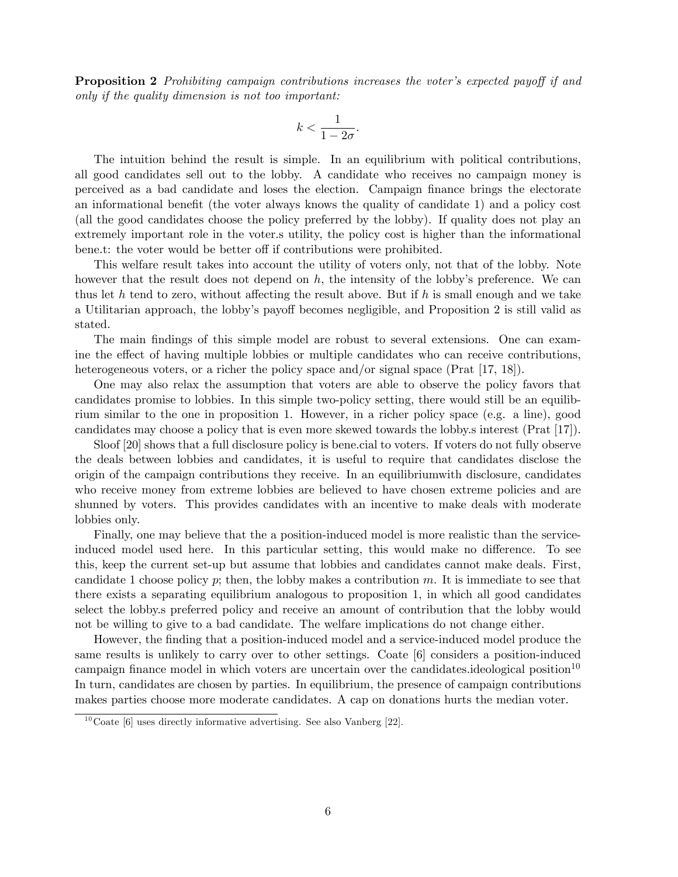**Proposition 2** *Prohibiting campaign contributions increases the voter's expected payoff if and only if the quality dimension is not too important:*

$$k < \frac{1}{1 - 2\sigma}.$$

The intuition behind the result is simple. In an equilibrium with political contributions, all good candidates sell out to the lobby. A candidate who receives no campaign money is perceived as a bad candidate and loses the election. Campaign finance brings the electorate an informational benefit (the voter always knows the quality of candidate 1) and a policy cost (all the good candidates choose the policy preferred by the lobby). If quality does not play an extremely important role in the voter.s utility, the policy cost is higher than the informational bene.t: the voter would be better off if contributions were prohibited.

This welfare result takes into account the utility of voters only, not that of the lobby. Note however that the result does not depend on $h$, the intensity of the lobby's preference. We can thus let $h$ tend to zero, without affecting the result above. But if $h$ is small enough and we take a Utilitarian approach, the lobby's payoff becomes negligible, and Proposition 2 is still valid as stated.

The main findings of this simple model are robust to several extensions. One can examine the effect of having multiple lobbies or multiple candidates who can receive contributions, heterogeneous voters, or a richer the policy space and/or signal space (Prat [17, 18]).

One may also relax the assumption that voters are able to observe the policy favors that candidates promise to lobbies. In this simple two-policy setting, there would still be an equilibrium similar to the one in proposition 1. However, in a richer policy space (e.g. a line), good candidates may choose a policy that is even more skewed towards the lobby.s interest (Prat [17]).

Sloof [20] shows that a full disclosure policy is bene.cial to voters. If voters do not fully observe the deals between lobbies and candidates, it is useful to require that candidates disclose the origin of the campaign contributions they receive. In an equilibriumwith disclosure, candidates who receive money from extreme lobbies are believed to have chosen extreme policies and are shunned by voters. This provides candidates with an incentive to make deals with moderate lobbies only.

Finally, one may believe that the a position-induced model is more realistic than the service-induced model used here. In this particular setting, this would make no difference. To see this, keep the current set-up but assume that lobbies and candidates cannot make deals. First, candidate 1 choose policy $p$; then, the lobby makes a contribution $m$. It is immediate to see that there exists a separating equilibrium analogous to proposition 1, in which all good candidates select the lobby.s preferred policy and receive an amount of contribution that the lobby would not be willing to give to a bad candidate. The welfare implications do not change either.

However, the finding that a position-induced model and a service-induced model produce the same results is unlikely to carry over to other settings. Coate [6] considers a position-induced campaign finance model in which voters are uncertain over the candidates.ideological position[10] In turn, candidates are chosen by parties. In equilibrium, the presence of campaign contributions makes parties choose more moderate candidates. A cap on donations hurts the median voter.

[10] Coate [6] uses directly informative advertising. See also Vanberg [22].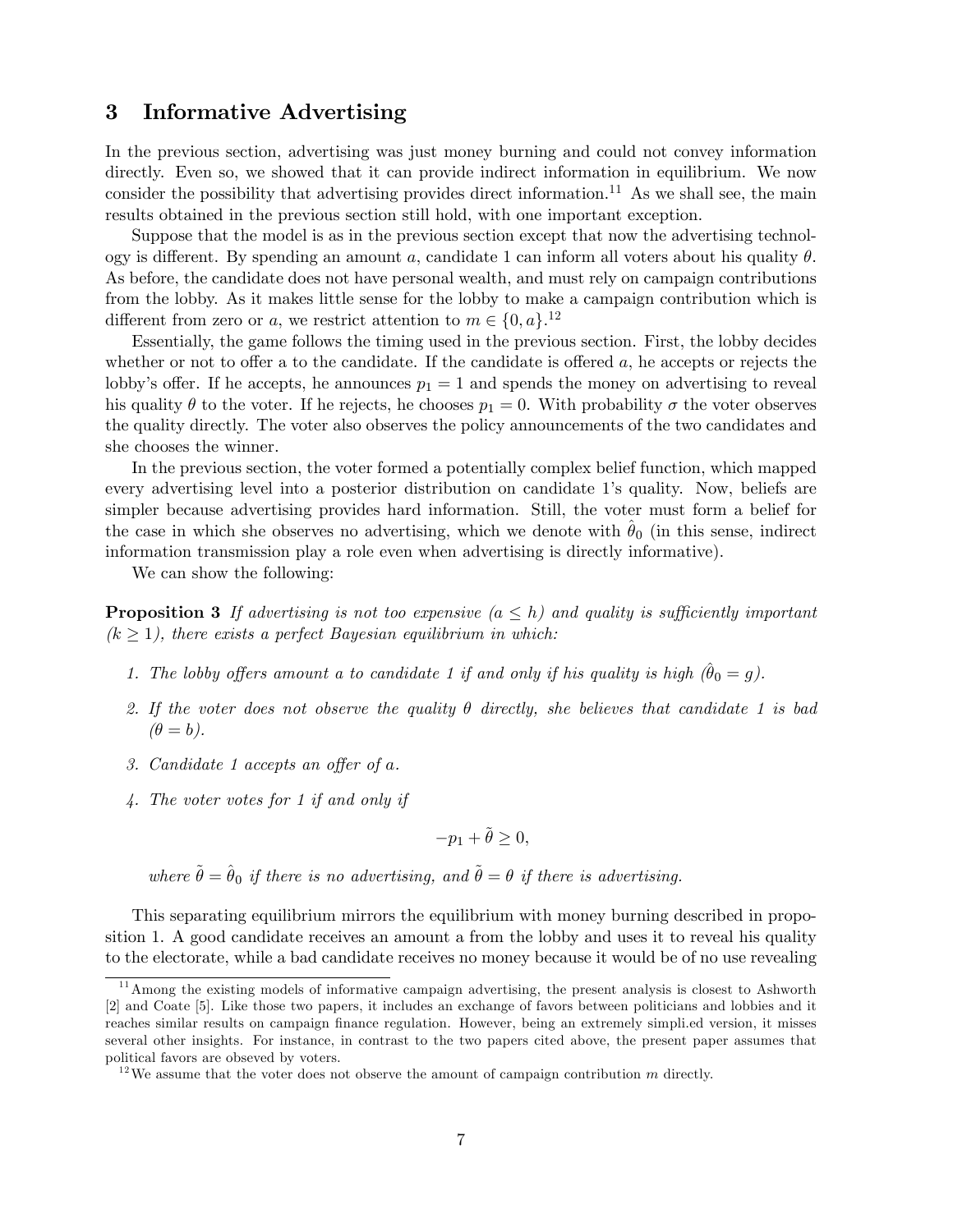# 3 Informative Advertising

In the previous section, advertising was just money burning and could not convey information directly. Even so, we showed that it can provide indirect information in equilibrium. We now consider the possibility that advertising provides direct information.[11] As we shall see, the main results obtained in the previous section still hold, with one important exception.

Suppose that the model is as in the previous section except that now the advertising technology is different. By spending an amount $a$, candidate 1 can inform all voters about his quality $\theta$. As before, the candidate does not have personal wealth, and must rely on campaign contributions from the lobby. As it makes little sense for the lobby to make a campaign contribution which is different from zero or $a$, we restrict attention to $m \in \{0, a\}$.[12]

Essentially, the game follows the timing used in the previous section. First, the lobby decides whether or not to offer $a$ to the candidate. If the candidate is offered $a$, he accepts or rejects the lobby's offer. If he accepts, he announces $p_1 = 1$ and spends the money on advertising to reveal his quality $\theta$ to the voter. If he rejects, he chooses $p_1 = 0$. With probability $\sigma$ the voter observes the quality directly. The voter also observes the policy announcements of the two candidates and she chooses the winner.

In the previous section, the voter formed a potentially complex belief function, which mapped every advertising level into a posterior distribution on candidate 1's quality. Now, beliefs are simpler because advertising provides hard information. Still, the voter must form a belief for the case in which she observes no advertising, which we denote with $\hat{\theta}_0$ (in this sense, indirect information transmission play a role even when advertising is directly informative).

We can show the following:

**Proposition 3** *If advertising is not too expensive ($a \leq h$) and quality is sufficiently important ($k \geq 1$), there exists a perfect Bayesian equilibrium in which:*

1. *The lobby offers amount $a$ to candidate 1 if and only if his quality is high ($\hat{\theta}_0 = g$).*
2. *If the voter does not observe the quality $\theta$ directly, she believes that candidate 1 is bad ($\theta = b$).*
3. *Candidate 1 accepts an offer of $a$.*
4. *The voter votes for 1 if and only if*

$$-p_1 + \tilde{\theta} \geq 0,$$

*where $\tilde{\theta} = \hat{\theta}_0$ if there is no advertising, and $\tilde{\theta} = \theta$ if there is advertising.*

This separating equilibrium mirrors the equilibrium with money burning described in proposition 1. A good candidate receives an amount $a$ from the lobby and uses it to reveal his quality to the electorate, while a bad candidate receives no money because it would be of no use revealing

[11] Among the existing models of informative campaign advertising, the present analysis is closest to Ashworth [2] and Coate [5]. Like those two papers, it includes an exchange of favors between politicians and lobbies and it reaches similar results on campaign finance regulation. However, being an extremely simpli.ed version, it misses several other insights. For instance, in contrast to the two papers cited above, the present paper assumes that political favors are obseved by voters.

[12] We assume that the voter does not observe the amount of campaign contribution $m$ directly.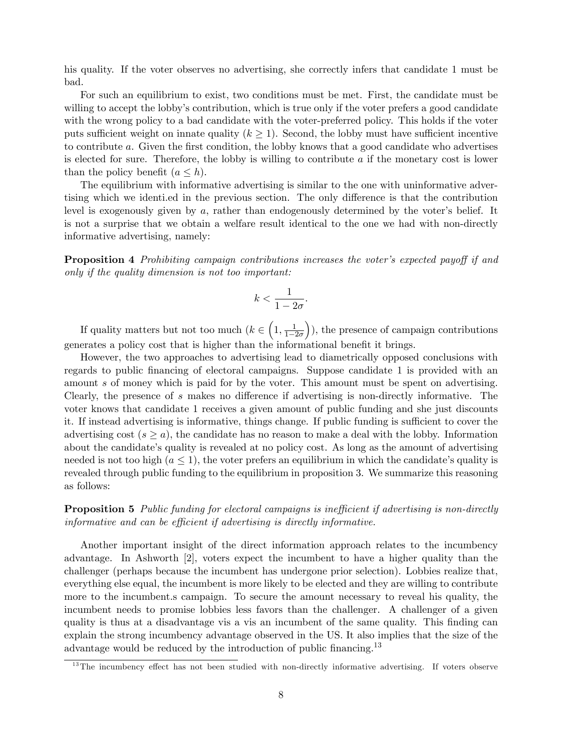his quality. If the voter observes no advertising, she correctly infers that candidate 1 must be bad.

For such an equilibrium to exist, two conditions must be met. First, the candidate must be willing to accept the lobby's contribution, which is true only if the voter prefers a good candidate with the wrong policy to a bad candidate with the voter-preferred policy. This holds if the voter puts sufficient weight on innate quality ($k \geq 1$). Second, the lobby must have sufficient incentive to contribute $a$. Given the first condition, the lobby knows that a good candidate who advertises is elected for sure. Therefore, the lobby is willing to contribute $a$ if the monetary cost is lower than the policy benefit ($a \leq h$).

The equilibrium with informative advertising is similar to the one with uninformative advertising which we identi.ed in the previous section. The only difference is that the contribution level is exogenously given by $a$, rather than endogenously determined by the voter's belief. It is not a surprise that we obtain a welfare result identical to the one we had with non-directly informative advertising, namely:

**Proposition 4** *Prohibiting campaign contributions increases the voter's expected payoff if and only if the quality dimension is not too important:*

$$k < \frac{1}{1 - 2\sigma}.$$

If quality matters but not too much ($k \in \left(1, \frac{1}{1-2\sigma}\right)$), the presence of campaign contributions generates a policy cost that is higher than the informational benefit it brings.

However, the two approaches to advertising lead to diametrically opposed conclusions with regards to public financing of electoral campaigns. Suppose candidate 1 is provided with an amount $s$ of money which is paid for by the voter. This amount must be spent on advertising. Clearly, the presence of $s$ makes no difference if advertising is non-directly informative. The voter knows that candidate 1 receives a given amount of public funding and she just discounts it. If instead advertising is informative, things change. If public funding is sufficient to cover the advertising cost ($s \geq a$), the candidate has no reason to make a deal with the lobby. Information about the candidate's quality is revealed at no policy cost. As long as the amount of advertising needed is not too high ($a \leq 1$), the voter prefers an equilibrium in which the candidate's quality is revealed through public funding to the equilibrium in proposition 3. We summarize this reasoning as follows:

**Proposition 5** *Public funding for electoral campaigns is inefficient if advertising is non-directly informative and can be efficient if advertising is directly informative.*

Another important insight of the direct information approach relates to the incumbency advantage. In Ashworth [2], voters expect the incumbent to have a higher quality than the challenger (perhaps because the incumbent has undergone prior selection). Lobbies realize that, everything else equal, the incumbent is more likely to be elected and they are willing to contribute more to the incumbent.s campaign. To secure the amount necessary to reveal his quality, the incumbent needs to promise lobbies less favors than the challenger. A challenger of a given quality is thus at a disadvantage vis a vis an incumbent of the same quality. This finding can explain the strong incumbency advantage observed in the US. It also implies that the size of the advantage would be reduced by the introduction of public financing.[13]

[13] The incumbency effect has not been studied with non-directly informative advertising. If voters observe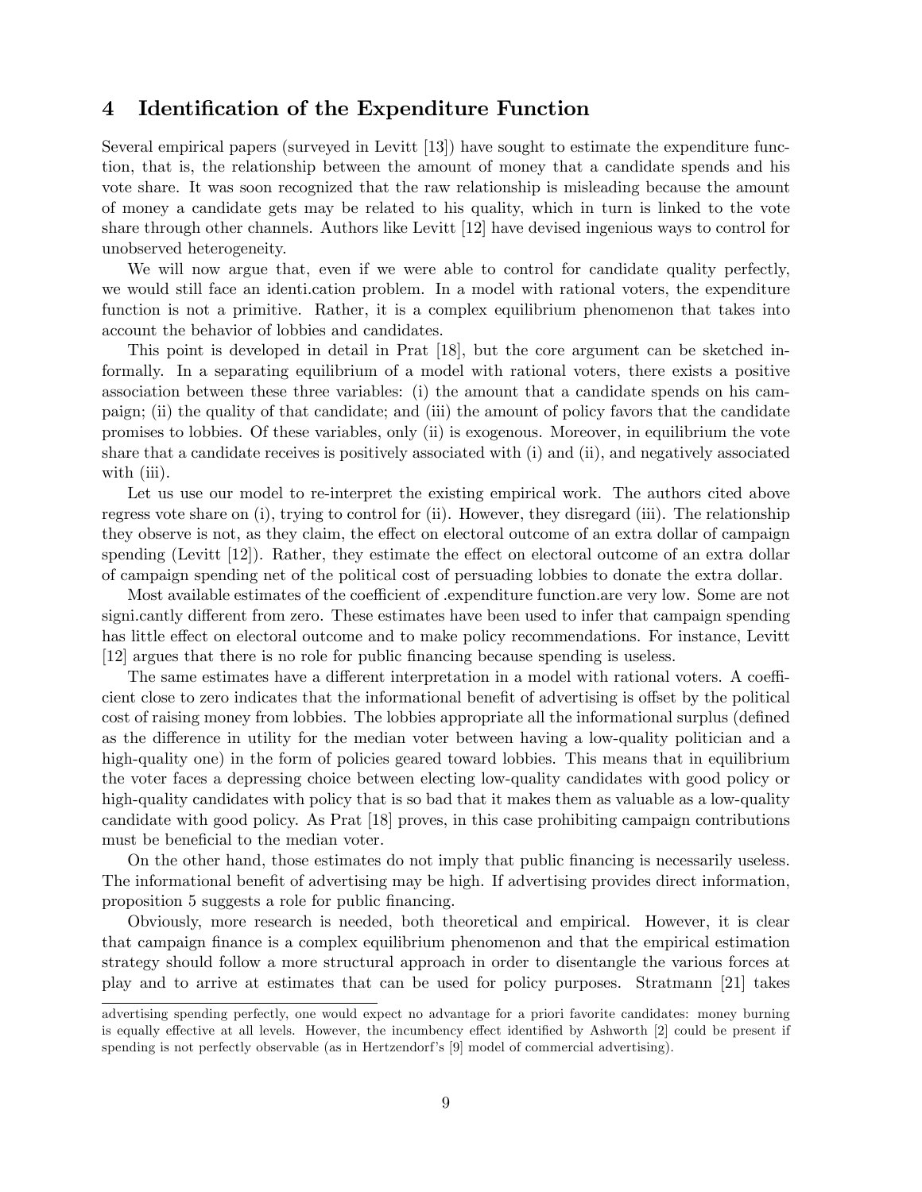## 4 Identification of the Expenditure Function

Several empirical papers (surveyed in Levitt [13]) have sought to estimate the expenditure function, that is, the relationship between the amount of money that a candidate spends and his vote share. It was soon recognized that the raw relationship is misleading because the amount of money a candidate gets may be related to his quality, which in turn is linked to the vote share through other channels. Authors like Levitt [12] have devised ingenious ways to control for unobserved heterogeneity.

We will now argue that, even if we were able to control for candidate quality perfectly, we would still face an identi.cation problem. In a model with rational voters, the expenditure function is not a primitive. Rather, it is a complex equilibrium phenomenon that takes into account the behavior of lobbies and candidates.

This point is developed in detail in Prat [18], but the core argument can be sketched informally. In a separating equilibrium of a model with rational voters, there exists a positive association between these three variables: (i) the amount that a candidate spends on his campaign; (ii) the quality of that candidate; and (iii) the amount of policy favors that the candidate promises to lobbies. Of these variables, only (ii) is exogenous. Moreover, in equilibrium the vote share that a candidate receives is positively associated with (i) and (ii), and negatively associated with (iii).

Let us use our model to re-interpret the existing empirical work. The authors cited above regress vote share on (i), trying to control for (ii). However, they disregard (iii). The relationship they observe is not, as they claim, the effect on electoral outcome of an extra dollar of campaign spending (Levitt [12]). Rather, they estimate the effect on electoral outcome of an extra dollar of campaign spending net of the political cost of persuading lobbies to donate the extra dollar.

Most available estimates of the coefficient of .expenditure function.are very low. Some are not signi.cantly different from zero. These estimates have been used to infer that campaign spending has little effect on electoral outcome and to make policy recommendations. For instance, Levitt [12] argues that there is no role for public financing because spending is useless.

The same estimates have a different interpretation in a model with rational voters. A coefficient close to zero indicates that the informational benefit of advertising is offset by the political cost of raising money from lobbies. The lobbies appropriate all the informational surplus (defined as the difference in utility for the median voter between having a low-quality politician and a high-quality one) in the form of policies geared toward lobbies. This means that in equilibrium the voter faces a depressing choice between electing low-quality candidates with good policy or high-quality candidates with policy that is so bad that it makes them as valuable as a low-quality candidate with good policy. As Prat [18] proves, in this case prohibiting campaign contributions must be beneficial to the median voter.

On the other hand, those estimates do not imply that public financing is necessarily useless. The informational benefit of advertising may be high. If advertising provides direct information, proposition 5 suggests a role for public financing.

Obviously, more research is needed, both theoretical and empirical. However, it is clear that campaign finance is a complex equilibrium phenomenon and that the empirical estimation strategy should follow a more structural approach in order to disentangle the various forces at play and to arrive at estimates that can be used for policy purposes. Stratmann [21] takes

---

advertising spending perfectly, one would expect no advantage for a priori favorite candidates: money burning is equally effective at all levels. However, the incumbency effect identified by Ashworth [2] could be present if spending is not perfectly observable (as in Hertzendorf's [9] model of commercial advertising).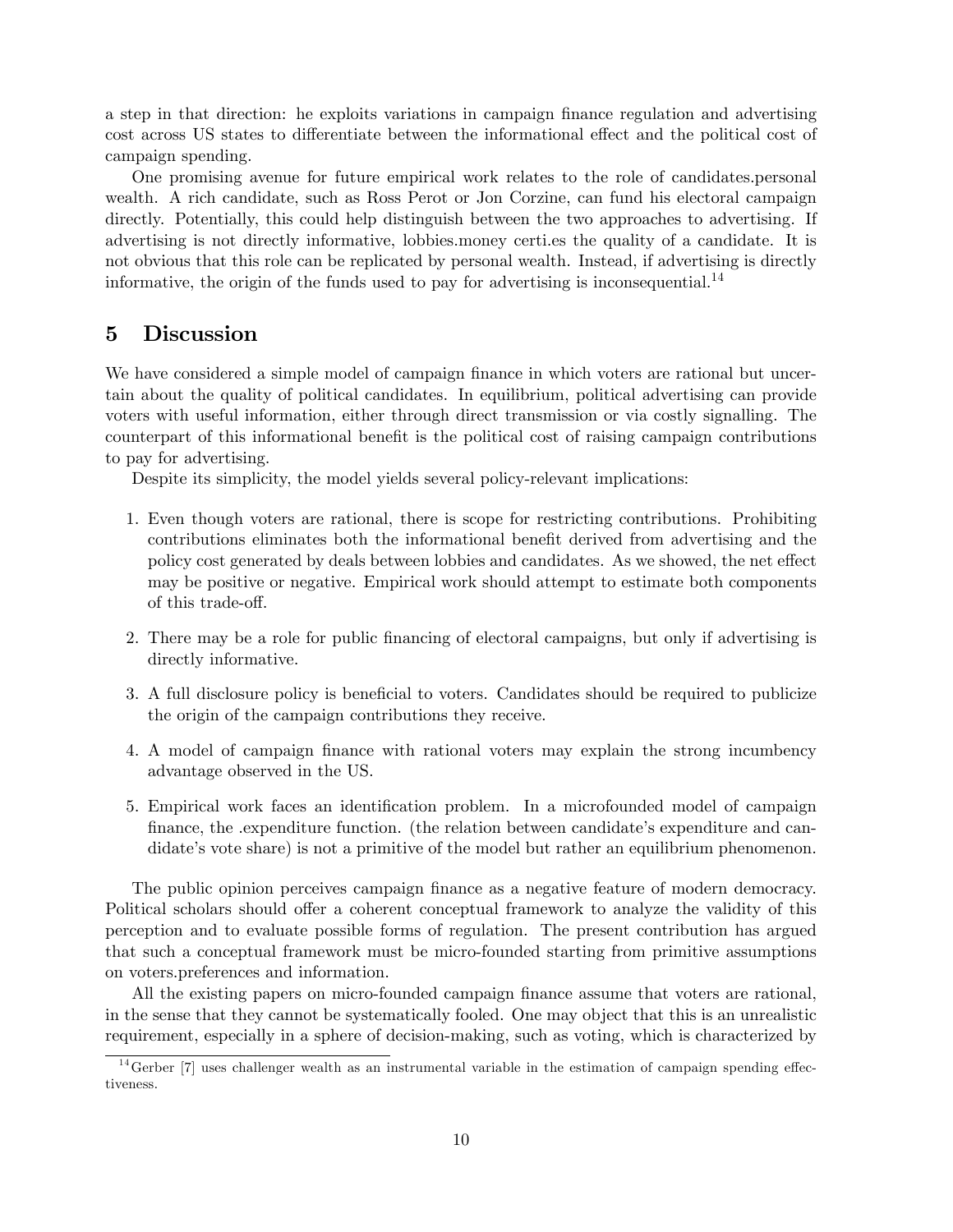a step in that direction: he exploits variations in campaign finance regulation and advertising cost across US states to differentiate between the informational effect and the political cost of campaign spending.

One promising avenue for future empirical work relates to the role of candidates.personal wealth. A rich candidate, such as Ross Perot or Jon Corzine, can fund his electoral campaign directly. Potentially, this could help distinguish between the two approaches to advertising. If advertising is not directly informative, lobbies.money certi.es the quality of a candidate. It is not obvious that this role can be replicated by personal wealth. Instead, if advertising is directly informative, the origin of the funds used to pay for advertising is inconsequential.[14]

## 5 Discussion

We have considered a simple model of campaign finance in which voters are rational but uncertain about the quality of political candidates. In equilibrium, political advertising can provide voters with useful information, either through direct transmission or via costly signalling. The counterpart of this informational benefit is the political cost of raising campaign contributions to pay for advertising.

Despite its simplicity, the model yields several policy-relevant implications:

1. Even though voters are rational, there is scope for restricting contributions. Prohibiting contributions eliminates both the informational benefit derived from advertising and the policy cost generated by deals between lobbies and candidates. As we showed, the net effect may be positive or negative. Empirical work should attempt to estimate both components of this trade-off.
2. There may be a role for public financing of electoral campaigns, but only if advertising is directly informative.
3. A full disclosure policy is beneficial to voters. Candidates should be required to publicize the origin of the campaign contributions they receive.
4. A model of campaign finance with rational voters may explain the strong incumbency advantage observed in the US.
5. Empirical work faces an identification problem. In a microfounded model of campaign finance, the .expenditure function. (the relation between candidate's expenditure and candidate's vote share) is not a primitive of the model but rather an equilibrium phenomenon.

The public opinion perceives campaign finance as a negative feature of modern democracy. Political scholars should offer a coherent conceptual framework to analyze the validity of this perception and to evaluate possible forms of regulation. The present contribution has argued that such a conceptual framework must be micro-founded starting from primitive assumptions on voters.preferences and information.

All the existing papers on micro-founded campaign finance assume that voters are rational, in the sense that they cannot be systematically fooled. One may object that this is an unrealistic requirement, especially in a sphere of decision-making, such as voting, which is characterized by

[14] Gerber [7] uses challenger wealth as an instrumental variable in the estimation of campaign spending effectiveness.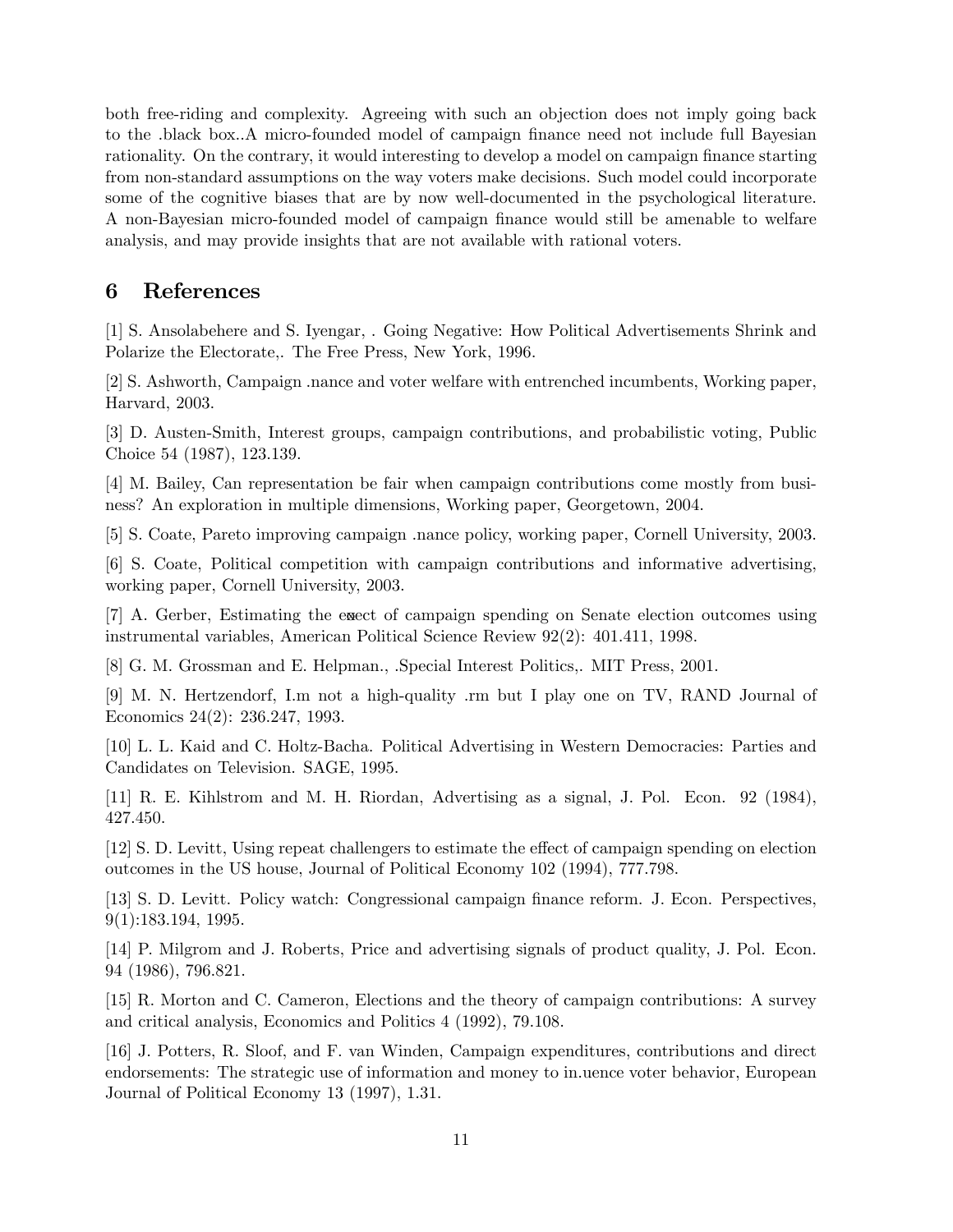both free-riding and complexity. Agreeing with such an objection does not imply going back to the .black box..A micro-founded model of campaign finance need not include full Bayesian rationality. On the contrary, it would interesting to develop a model on campaign finance starting from non-standard assumptions on the way voters make decisions. Such model could incorporate some of the cognitive biases that are by now well-documented in the psychological literature. A non-Bayesian micro-founded model of campaign finance would still be amenable to welfare analysis, and may provide insights that are not available with rational voters.

## 6 References

[1] S. Ansolabehere and S. Iyengar, . Going Negative: How Political Advertisements Shrink and Polarize the Electorate,. The Free Press, New York, 1996.

[2] S. Ashworth, Campaign .nance and voter welfare with entrenched incumbents, Working paper, Harvard, 2003.

[3] D. Austen-Smith, Interest groups, campaign contributions, and probabilistic voting, Public Choice 54 (1987), 123.139.

[4] M. Bailey, Can representation be fair when campaign contributions come mostly from business? An exploration in multiple dimensions, Working paper, Georgetown, 2004.

[5] S. Coate, Pareto improving campaign .nance policy, working paper, Cornell University, 2003.

[6] S. Coate, Political competition with campaign contributions and informative advertising, working paper, Cornell University, 2003.

[7] A. Gerber, Estimating the e¤ect of campaign spending on Senate election outcomes using instrumental variables, American Political Science Review 92(2): 401.411, 1998.

[8] G. M. Grossman and E. Helpman., .Special Interest Politics,. MIT Press, 2001.

[9] M. N. Hertzendorf, I.m not a high-quality .rm but I play one on TV, RAND Journal of Economics 24(2): 236.247, 1993.

[10] L. L. Kaid and C. Holtz-Bacha. Political Advertising in Western Democracies: Parties and Candidates on Television. SAGE, 1995.

[11] R. E. Kihlstrom and M. H. Riordan, Advertising as a signal, J. Pol. Econ. 92 (1984), 427.450.

[12] S. D. Levitt, Using repeat challengers to estimate the effect of campaign spending on election outcomes in the US house, Journal of Political Economy 102 (1994), 777.798.

[13] S. D. Levitt. Policy watch: Congressional campaign finance reform. J. Econ. Perspectives, 9(1):183.194, 1995.

[14] P. Milgrom and J. Roberts, Price and advertising signals of product quality, J. Pol. Econ. 94 (1986), 796.821.

[15] R. Morton and C. Cameron, Elections and the theory of campaign contributions: A survey and critical analysis, Economics and Politics 4 (1992), 79.108.

[16] J. Potters, R. Sloof, and F. van Winden, Campaign expenditures, contributions and direct endorsements: The strategic use of information and money to in.uence voter behavior, European Journal of Political Economy 13 (1997), 1.31.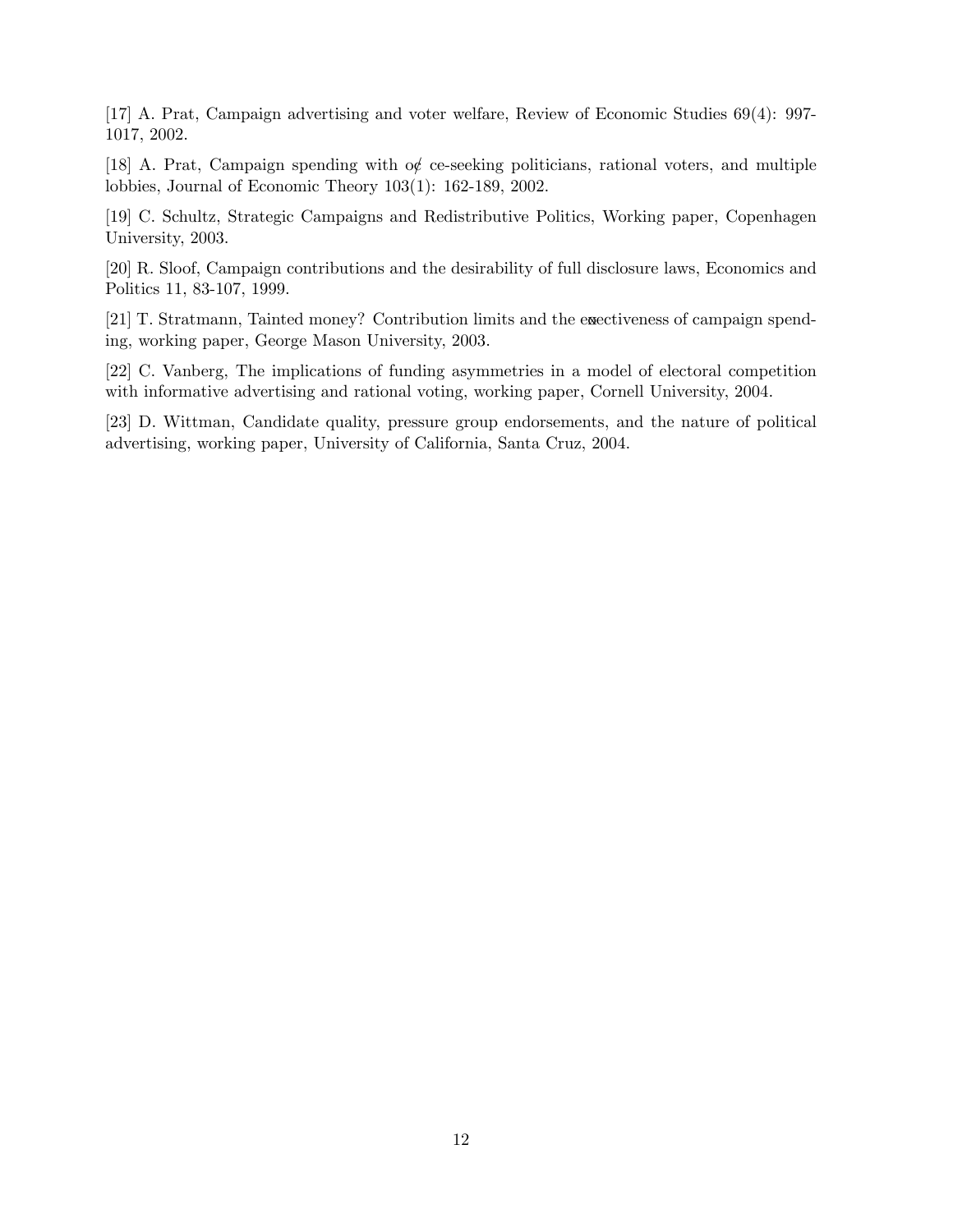[17] A. Prat, Campaign advertising and voter welfare, Review of Economic Studies 69(4): 997-1017, 2002.

[18] A. Prat, Campaign spending with o¢ ce-seeking politicians, rational voters, and multiple lobbies, Journal of Economic Theory 103(1): 162-189, 2002.

[19] C. Schultz, Strategic Campaigns and Redistributive Politics, Working paper, Copenhagen University, 2003.

[20] R. Sloof, Campaign contributions and the desirability of full disclosure laws, Economics and Politics 11, 83-107, 1999.

[21] T. Stratmann, Tainted money? Contribution limits and the e¤ectiveness of campaign spending, working paper, George Mason University, 2003.

[22] C. Vanberg, The implications of funding asymmetries in a model of electoral competition with informative advertising and rational voting, working paper, Cornell University, 2004.

[23] D. Wittman, Candidate quality, pressure group endorsements, and the nature of political advertising, working paper, University of California, Santa Cruz, 2004.